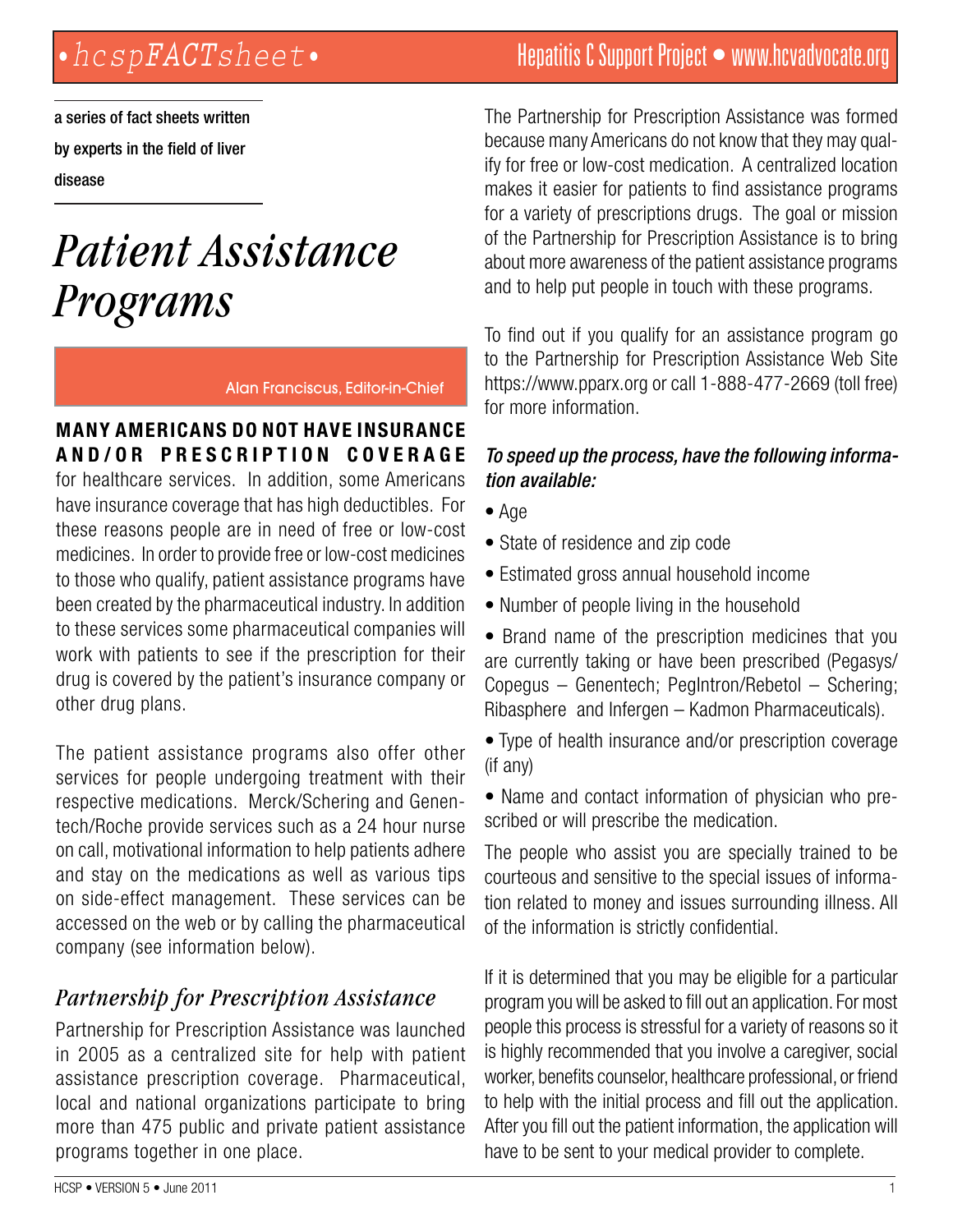a series of fact sheets written by experts in the field of liver disease

# Patient Assistance Programs

Alan Franciscus, Editor-in-Chief

**MANY AMERICANS DO NOT HAVE INSURANCE AND/OR PRESCRIPTION COVERAGE** for healthcare services. In addition, some Americans have insurance coverage that has high deductibles. For these reasons people are in need of free or low-cost medicines. In order to provide free or low-cost medicines to those who qualify, patient assistance programs have been created by the pharmaceutical industry. In addition to these services some pharmaceutical companies will work with patients to see if the prescription for their drug is covered by the patient's insurance company or other drug plans.

The patient assistance programs also offer other services for people undergoing treatment with their respective medications. Merck/Schering and Genentech/Roche provide services such as a 24 hour nurse on call, motivational information to help patients adhere and stay on the medications as well as various tips on side-effect management. These services can be accessed on the web or by calling the pharmaceutical company (see information below).

## Partnership for Prescription Assistance

Partnership for Prescription Assistance was launched in 2005 as a centralized site for help with patient assistance prescription coverage. Pharmaceutical, local and national organizations participate to bring more than 475 public and private patient assistance programs together in one place.

The Partnership for Prescription Assistance was formed because many Americans do not know that they may qualify for free or low-cost medication. A centralized location makes it easier for patients to find assistance programs for a variety of prescriptions drugs. The goal or mission of the Partnership for Prescription Assistance is to bring about more awareness of the patient assistance programs and to help put people in touch with these programs.

To find out if you qualify for an assistance program go to the Partnership for Prescription Assistance Web Site https://www.pparx.org or call 1-888-477-2669 (toll free) for more information.

***To speed up the process, have the following information available:***

- Age
- State of residence and zip code
- Estimated gross annual household income
- Number of people living in the household
- Brand name of the prescription medicines that you are currently taking or have been prescribed (Pegasys/Copegus – Genentech; PegIntron/Rebetol – Schering; Ribasphere and Infergen – Kadmon Pharmaceuticals).
- Type of health insurance and/or prescription coverage (if any)
- Name and contact information of physician who prescribed or will prescribe the medication.

The people who assist you are specially trained to be courteous and sensitive to the special issues of information related to money and issues surrounding illness. All of the information is strictly confidential.

If it is determined that you may be eligible for a particular program you will be asked to fill out an application. For most people this process is stressful for a variety of reasons so it is highly recommended that you involve a caregiver, social worker, benefits counselor, healthcare professional, or friend to help with the initial process and fill out the application. After you fill out the patient information, the application will have to be sent to your medical provider to complete.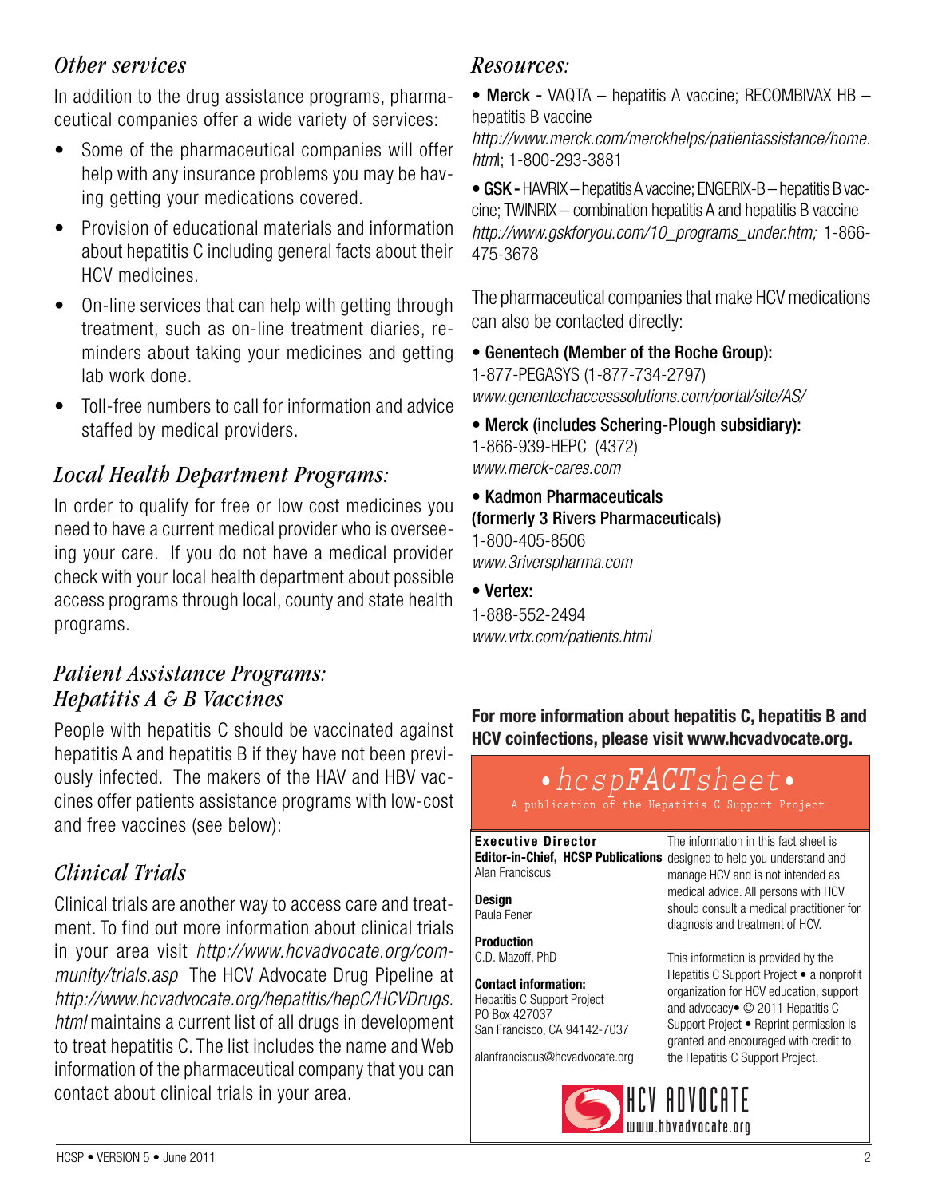## *Other services*

In addition to the drug assistance programs, pharmaceutical companies offer a wide variety of services:

- Some of the pharmaceutical companies will offer help with any insurance problems you may be having getting your medications covered.
- Provision of educational materials and information about hepatitis C including general facts about their HCV medicines.
- On-line services that can help with getting through treatment, such as on-line treatment diaries, reminders about taking your medicines and getting lab work done.
- Toll-free numbers to call for information and advice staffed by medical providers.

## *Local Health Department Programs:*

In order to qualify for free or low cost medicines you need to have a current medical provider who is overseeing your care. If you do not have a medical provider check with your local health department about possible access programs through local, county and state health programs.

## *Patient Assistance Programs: Hepatitis A & B Vaccines*

People with hepatitis C should be vaccinated against hepatitis A and hepatitis B if they have not been previously infected. The makers of the HAV and HBV vaccines offer patients assistance programs with low-cost and free vaccines (see below):

## *Clinical Trials*

Clinical trials are another way to access care and treatment. To find out more information about clinical trials in your area visit *http://www.hcvadvocate.org/community/trials.asp* The HCV Advocate Drug Pipeline at *http://www.hcvadvocate.org/hepatitis/hepC/HCVDrugs.html* maintains a current list of all drugs in development to treat hepatitis C. The list includes the name and Web information of the pharmaceutical company that you can contact about clinical trials in your area.

## *Resources:*

- **Merck -** VAQTA – hepatitis A vaccine; RECOMBIVAX HB – hepatitis B vaccine
  *http://www.merck.com/merckhelps/patientassistance/home.html*; 1-800-293-3881
- **GSK -** HAVRIX – hepatitis A vaccine; ENGERIX-B – hepatitis B vaccine; TWINRIX – combination hepatitis A and hepatitis B vaccine
  *http://www.gskforyou.com/10_programs_under.htm;* 1-866-475-3678

The pharmaceutical companies that make HCV medications can also be contacted directly:

- **Genentech (Member of the Roche Group):**
  1-877-PEGASYS (1-877-734-2797)
  *www.genentechaccesssolutions.com/portal/site/AS/*
- **Merck (includes Schering-Plough subsidiary):**
  1-866-939-HEPC (4372)
  *www.merck-cares.com*
- **Kadmon Pharmaceuticals (formerly 3 Rivers Pharmaceuticals)**
  1-800-405-8506
  *www.3riverspharma.com*
- **Vertex:**
  1-888-552-2494
  *www.vrtx.com/patients.html*

**For more information about hepatitis C, hepatitis B and HCV coinfections, please visit www.hcvadvocate.org.**

**•hcspFACTsheet•**

A publication of the Hepatitis C Support Project

**Executive Director**
**Editor-in-Chief, HCSP Publications**
Alan Franciscus

**Design**
Paula Fener

**Production**
C.D. Mazoff, PhD

**Contact information:**
Hepatitis C Support Project
PO Box 427037
San Francisco, CA 94142-7037

alanfranciscus@hcvadvocate.org

The information in this fact sheet is designed to help you understand and manage HCV and is not intended as medical advice. All persons with HCV should consult a medical practitioner for diagnosis and treatment of HCV.

This information is provided by the Hepatitis C Support Project • a nonprofit organization for HCV education, support and advocacy• © 2011 Hepatitis C Support Project • Reprint permission is granted and encouraged with credit to the Hepatitis C Support Project.

HCV ADVOCATE
www.hbvadvocate.org